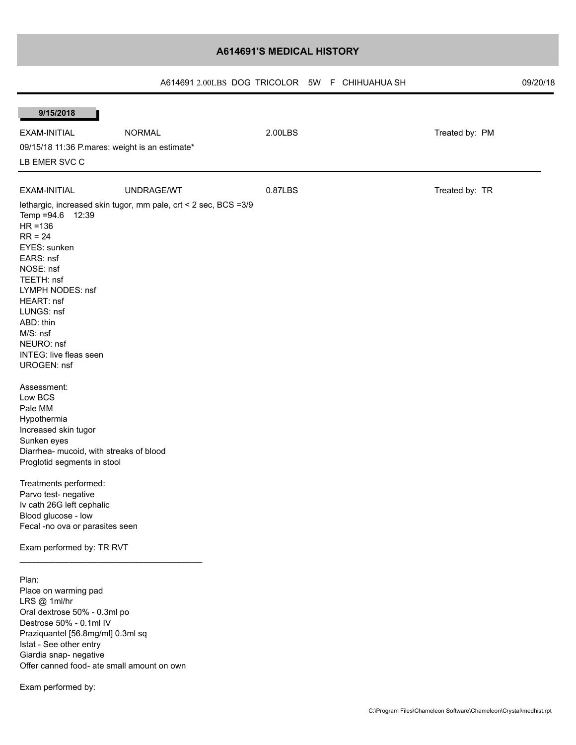# A614691'S MEDICAL HISTORY

A614691 2.00LBS DOG TRICOLOR 5W F CHIHUAHUA SH 09/20/18

**9/15/2018**

| | | | |
|---|---|---|---|
| EXAM-INITIAL | NORMAL | 2.00LBS | Treated by: PM |

09/15/18 11:36 P.mares: weight is an estimate*

LB EMER SVC C

---

| | | | |
|---|---|---|---|
| EXAM-INITIAL | UNDRAGE/WT | 0.87LBS | Treated by: TR |

lethargic, increased skin tugor, mm pale, crt < 2 sec, BCS =3/9
Temp =94.6 12:39
HR =136
RR = 24
EYES: sunken
EARS: nsf
NOSE: nsf
TEETH: nsf
LYMPH NODES: nsf
HEART: nsf
LUNGS: nsf
ABD: thin
M/S: nsf
NEURO: nsf
INTEG: live fleas seen
UROGEN: nsf

Assessment:
Low BCS
Pale MM
Hypothermia
Increased skin tugor
Sunken eyes
Diarrhea- mucoid, with streaks of blood
Proglotid segments in stool

Treatments performed:
Parvo test- negative
Iv cath 26G left cephalic
Blood glucose - low
Fecal -no ova or parasites seen

Exam performed by: TR RVT

---

Plan:
Place on warming pad
LRS @ 1ml/hr
Oral dextrose 50% - 0.3ml po
Destrose 50% - 0.1ml IV
Praziquantel [56.8mg/ml] 0.3ml sq
Istat - See other entry
Giardia snap- negative
Offer canned food- ate small amount on own

Exam performed by: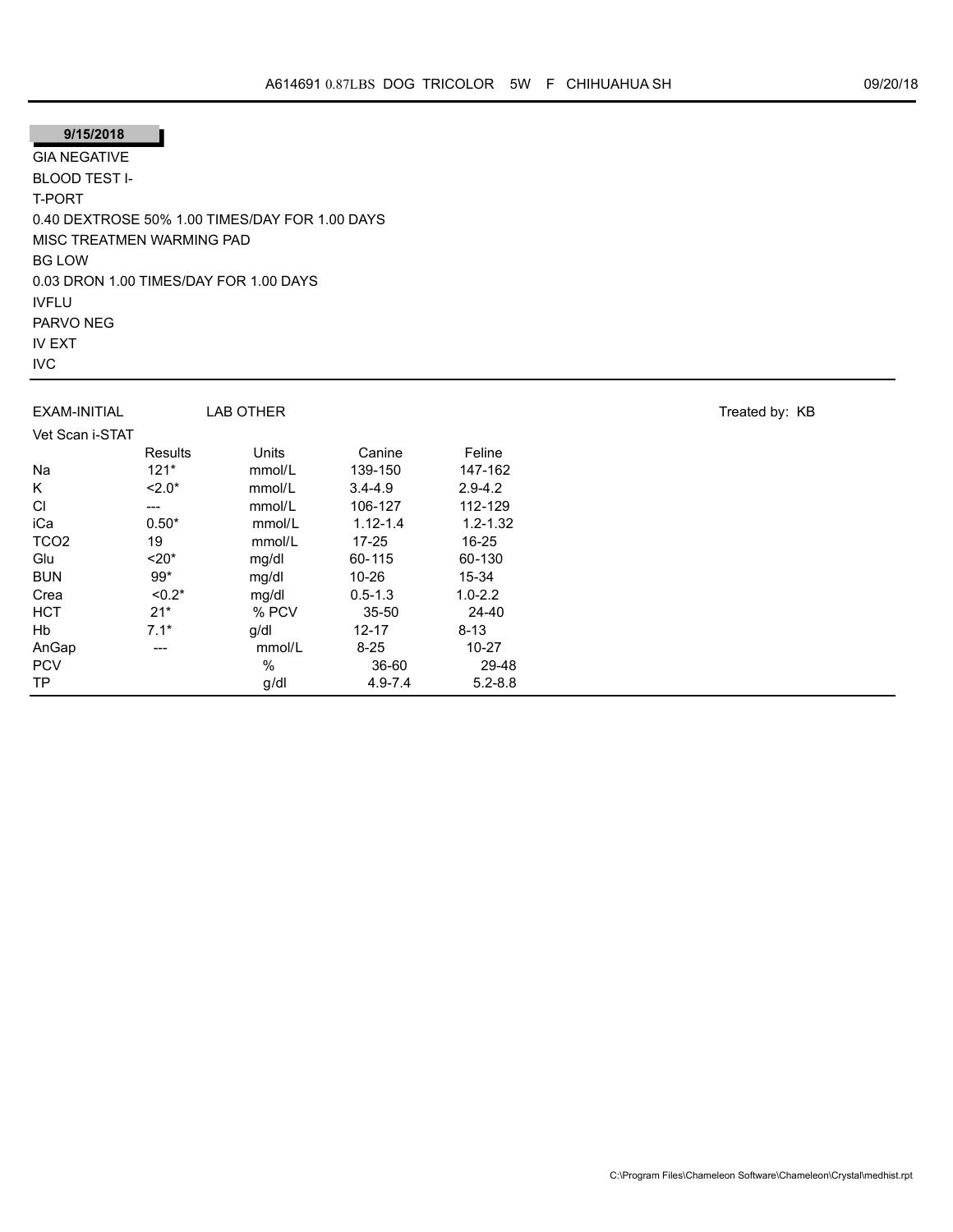A614691 0.87LBS DOG TRICOLOR 5W F CHIHUAHUA SH 09/20/18

**9/15/2018**

GIA NEGATIVE
BLOOD TEST I-
T-PORT
0.40 DEXTROSE 50% 1.00 TIMES/DAY FOR 1.00 DAYS
MISC TREATMEN WARMING PAD
BG LOW
0.03 DRON 1.00 TIMES/DAY FOR 1.00 DAYS
IVFLU
PARVO NEG
IV EXT
IVC

---

EXAM-INITIAL LAB OTHER Treated by: KB

Vet Scan i-STAT

| | Results | Units | Canine | Feline |
|---|---|---|---|---|
| Na | 121* | mmol/L | 139-150 | 147-162 |
| K | <2.0* | mmol/L | 3.4-4.9 | 2.9-4.2 |
| Cl | --- | mmol/L | 106-127 | 112-129 |
| iCa | 0.50* | mmol/L | 1.12-1.4 | 1.2-1.32 |
| TCO2 | 19 | mmol/L | 17-25 | 16-25 |
| Glu | <20* | mg/dl | 60-115 | 60-130 |
| BUN | 99* | mg/dl | 10-26 | 15-34 |
| Crea | <0.2* | mg/dl | 0.5-1.3 | 1.0-2.2 |
| HCT | 21* | % PCV | 35-50 | 24-40 |
| Hb | 7.1* | g/dl | 12-17 | 8-13 |
| AnGap | --- | mmol/L | 8-25 | 10-27 |
| PCV | | % | 36-60 | 29-48 |
| TP | | g/dl | 4.9-7.4 | 5.2-8.8 |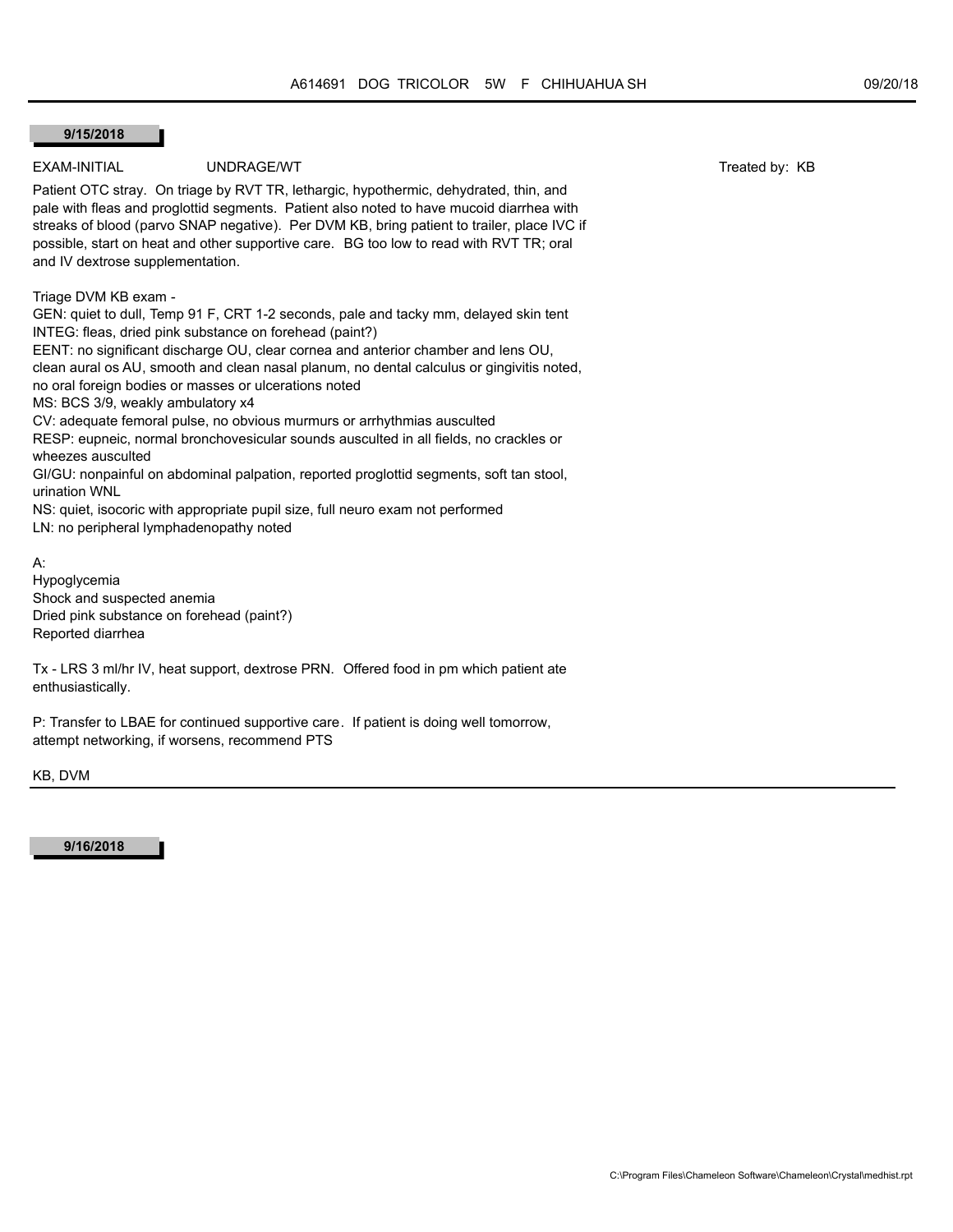**9/15/2018**

EXAM-INITIAL UNDRAGE/WT Treated by: KB

Patient OTC stray. On triage by RVT TR, lethargic, hypothermic, dehydrated, thin, and pale with fleas and proglottid segments. Patient also noted to have mucoid diarrhea with streaks of blood (parvo SNAP negative). Per DVM KB, bring patient to trailer, place IVC if possible, start on heat and other supportive care. BG too low to read with RVT TR; oral and IV dextrose supplementation.

Triage DVM KB exam -

GEN: quiet to dull, Temp 91 F, CRT 1-2 seconds, pale and tacky mm, delayed skin tent
INTEG: fleas, dried pink substance on forehead (paint?)
EENT: no significant discharge OU, clear cornea and anterior chamber and lens OU, clean aural os AU, smooth and clean nasal planum, no dental calculus or gingivitis noted, no oral foreign bodies or masses or ulcerations noted
MS: BCS 3/9, weakly ambulatory x4
CV: adequate femoral pulse, no obvious murmurs or arrhythmias ausculted
RESP: eupneic, normal bronchovesicular sounds ausculted in all fields, no crackles or wheezes ausculted
GI/GU: nonpainful on abdominal palpation, reported proglottid segments, soft tan stool, urination WNL
NS: quiet, isocoric with appropriate pupil size, full neuro exam not performed
LN: no peripheral lymphadenopathy noted

A:
Hypoglycemia
Shock and suspected anemia
Dried pink substance on forehead (paint?)
Reported diarrhea

Tx - LRS 3 ml/hr IV, heat support, dextrose PRN. Offered food in pm which patient ate enthusiastically.

P: Transfer to LBAE for continued supportive care. If patient is doing well tomorrow, attempt networking, if worsens, recommend PTS

KB, DVM

**9/16/2018**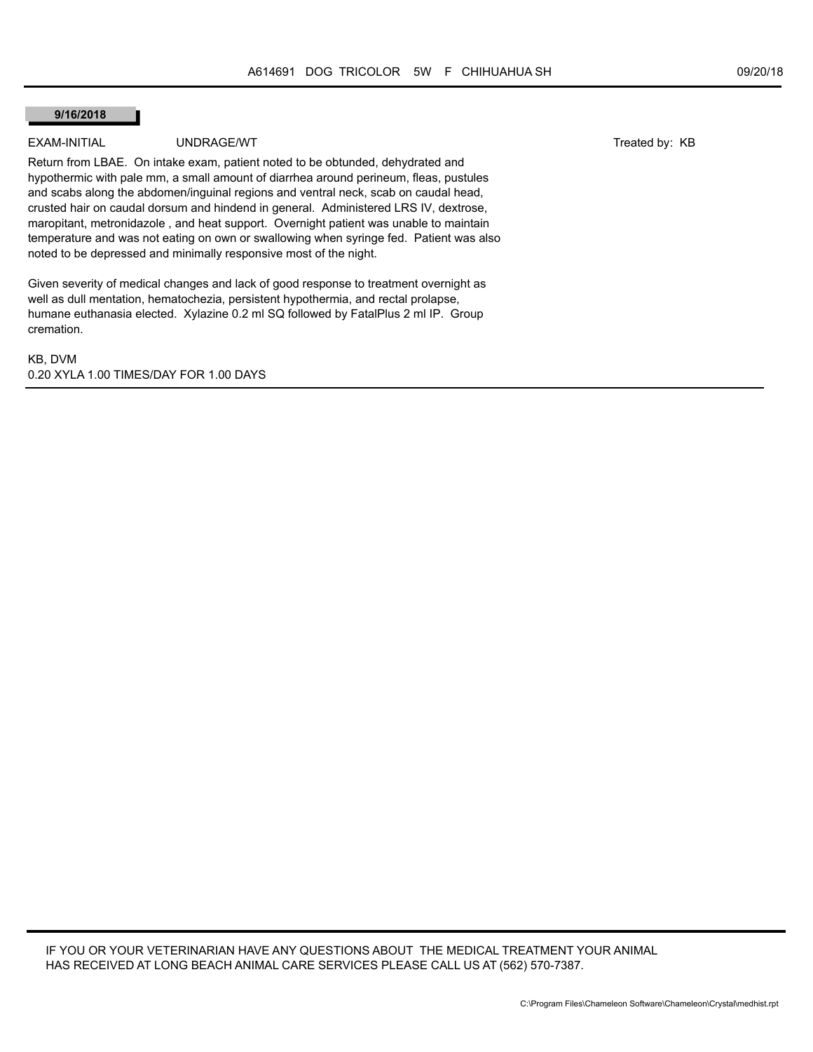**9/16/2018**

EXAM-INITIAL UNDRAGE/WT Treated by: KB

Return from LBAE. On intake exam, patient noted to be obtunded, dehydrated and hypothermic with pale mm, a small amount of diarrhea around perineum, fleas, pustules and scabs along the abdomen/inguinal regions and ventral neck, scab on caudal head, crusted hair on caudal dorsum and hindend in general. Administered LRS IV, dextrose, maropitant, metronidazole , and heat support. Overnight patient was unable to maintain temperature and was not eating on own or swallowing when syringe fed. Patient was also noted to be depressed and minimally responsive most of the night.

Given severity of medical changes and lack of good response to treatment overnight as well as dull mentation, hematochezia, persistent hypothermia, and rectal prolapse, humane euthanasia elected. Xylazine 0.2 ml SQ followed by FatalPlus 2 ml IP. Group cremation.

KB, DVM
0.20 XYLA 1.00 TIMES/DAY FOR 1.00 DAYS

IF YOU OR YOUR VETERINARIAN HAVE ANY QUESTIONS ABOUT THE MEDICAL TREATMENT YOUR ANIMAL HAS RECEIVED AT LONG BEACH ANIMAL CARE SERVICES PLEASE CALL US AT (562) 570-7387.